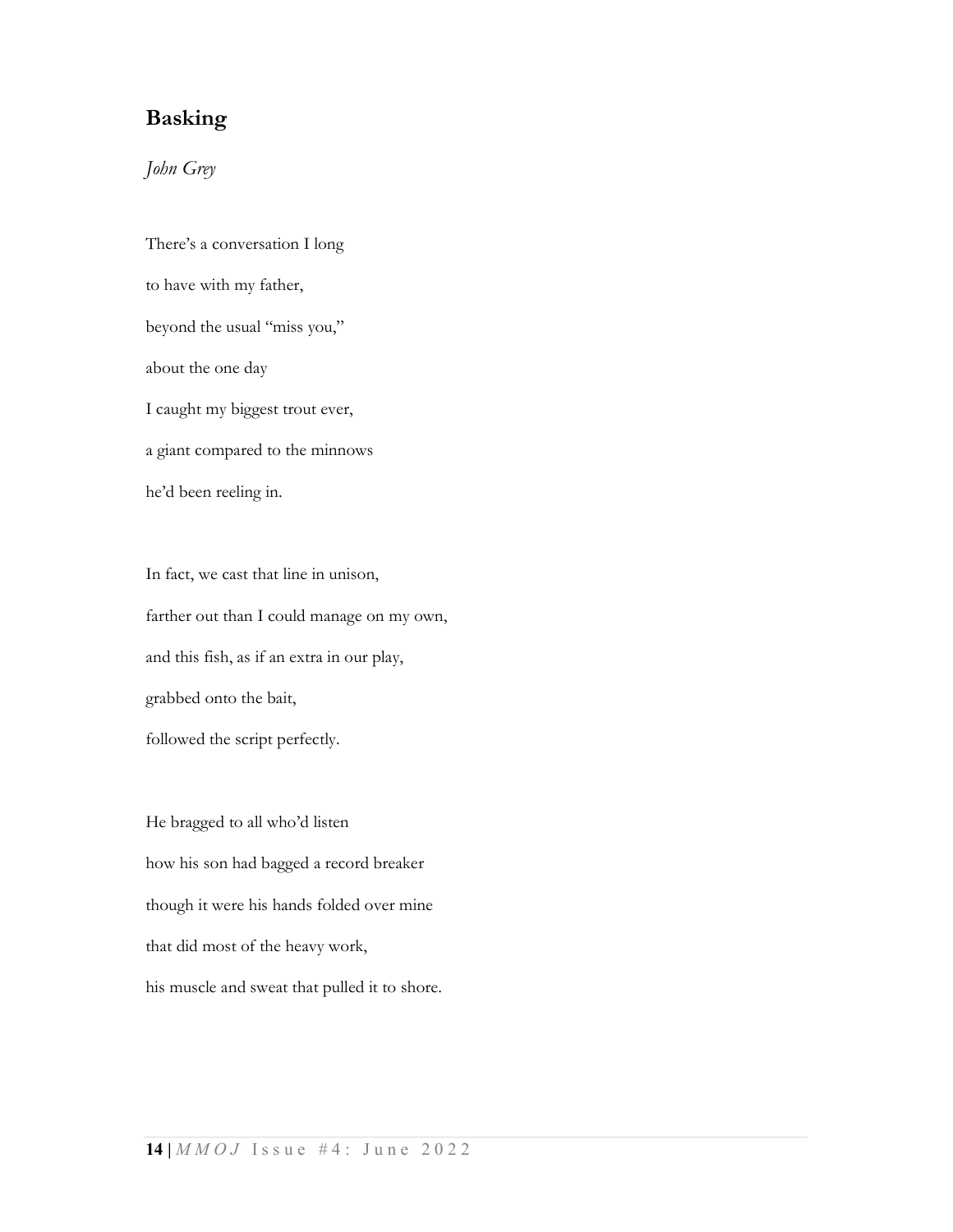# Basking

*John Grey*

There's a conversation I long  
to have with my father,  
beyond the usual "miss you,"  
about the one day  
I caught my biggest trout ever,  
a giant compared to the minnows  
he'd been reeling in.

In fact, we cast that line in unison,  
farther out than I could manage on my own,  
and this fish, as if an extra in our play,  
grabbed onto the bait,  
followed the script perfectly.

He bragged to all who'd listen  
how his son had bagged a record breaker  
though it were his hands folded over mine  
that did most of the heavy work,  
his muscle and sweat that pulled it to shore.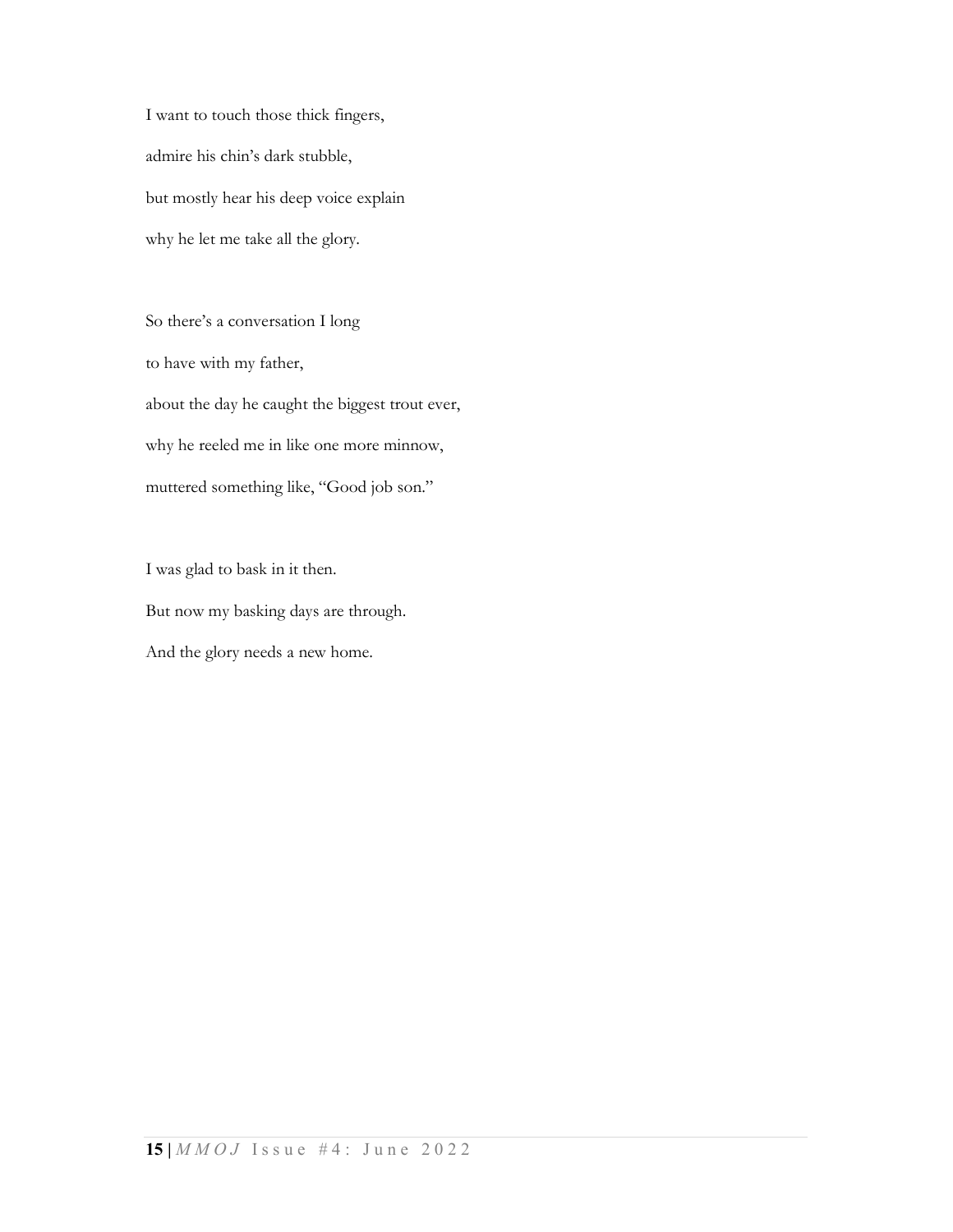I want to touch those thick fingers,

admire his chin's dark stubble,

but mostly hear his deep voice explain

why he let me take all the glory.

So there's a conversation I long

to have with my father,

about the day he caught the biggest trout ever,

why he reeled me in like one more minnow,

muttered something like, "Good job son."

I was glad to bask in it then.

But now my basking days are through.

And the glory needs a new home.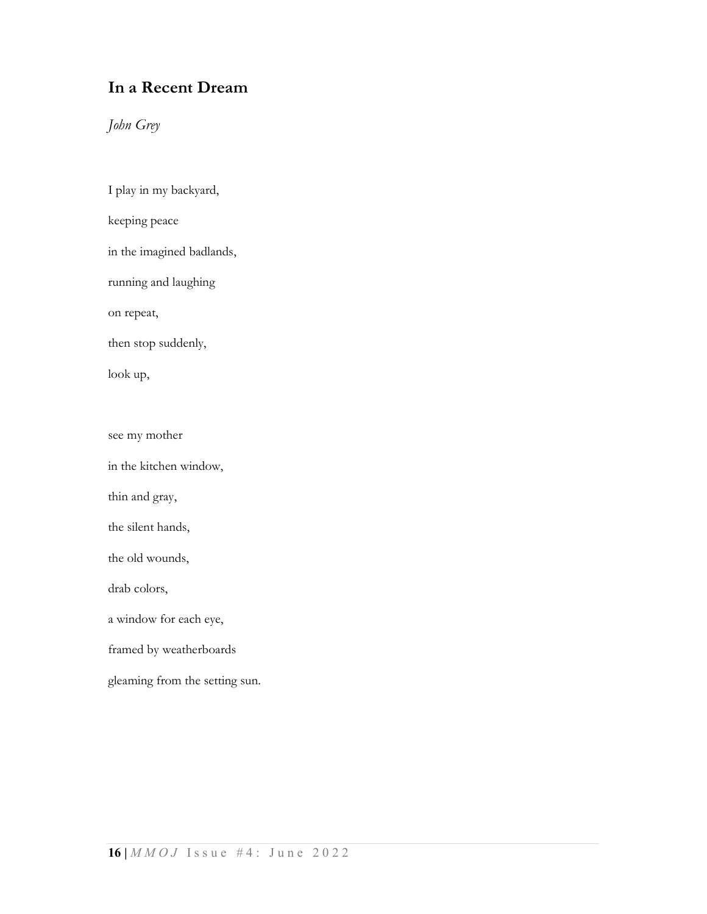## In a Recent Dream

*John Grey*

I play in my backyard,

keeping peace

in the imagined badlands,

running and laughing

on repeat,

then stop suddenly,

look up,

see my mother

in the kitchen window,

thin and gray,

the silent hands,

the old wounds,

drab colors,

a window for each eye,

framed by weatherboards

gleaming from the setting sun.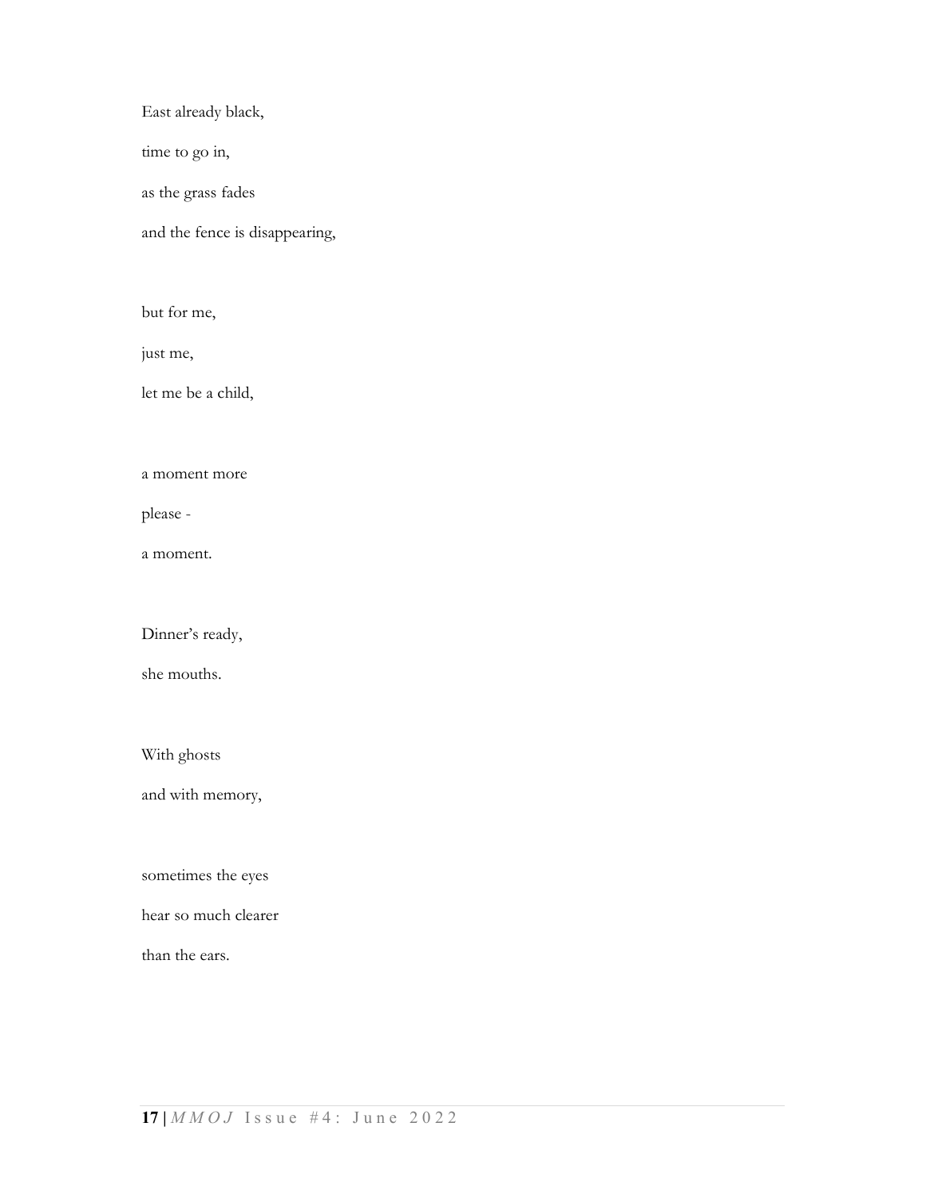East already black,

time to go in,

as the grass fades

and the fence is disappearing,

but for me,

just me,

let me be a child,

a moment more

please -

a moment.

Dinner's ready,

she mouths.

With ghosts

and with memory,

sometimes the eyes

hear so much clearer

than the ears.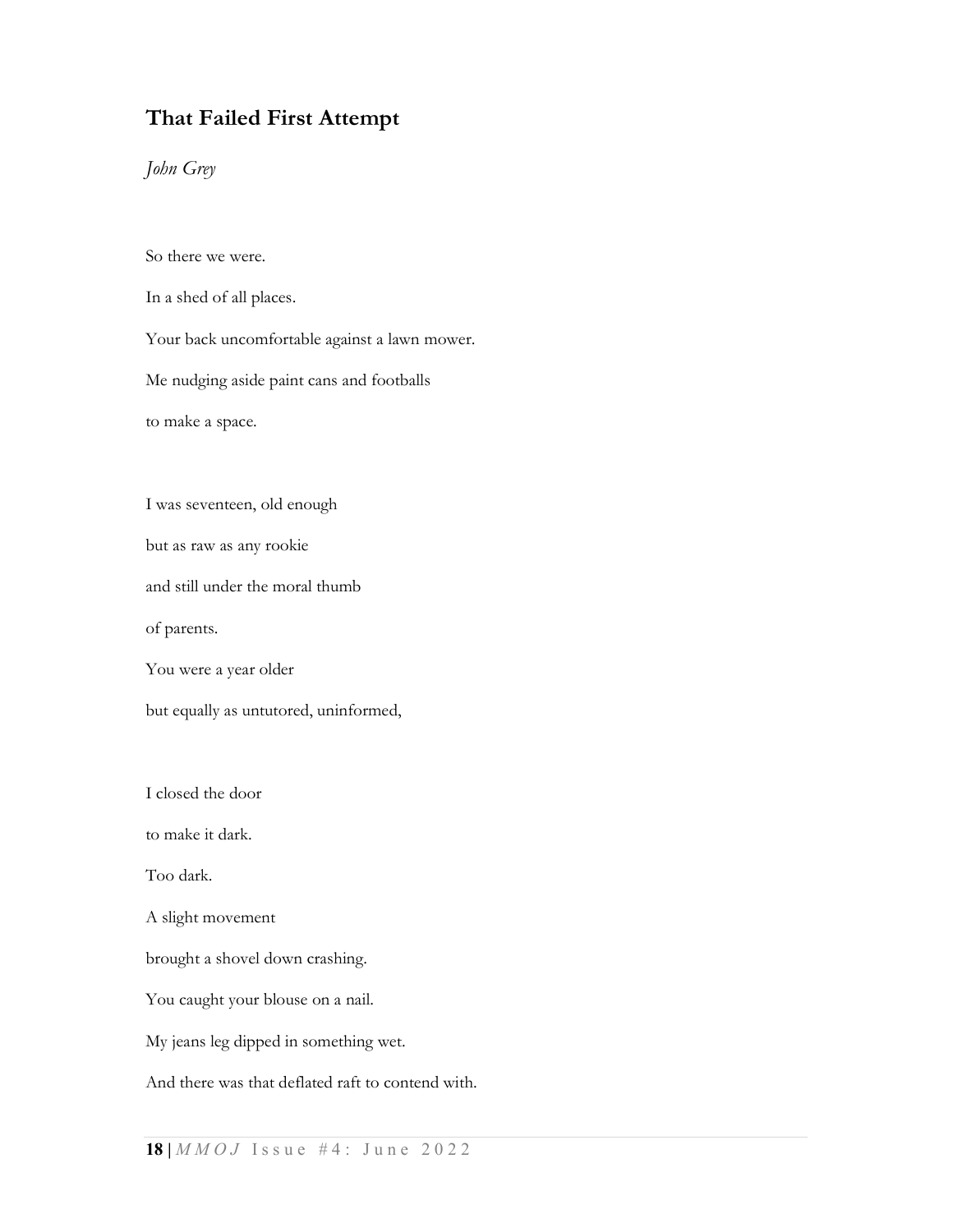## That Failed First Attempt

*John Grey*

So there we were.  
In a shed of all places.  
Your back uncomfortable against a lawn mower.  
Me nudging aside paint cans and footballs  
to make a space.

I was seventeen, old enough  
but as raw as any rookie  
and still under the moral thumb  
of parents.  
You were a year older  
but equally as untutored, uninformed,

I closed the door  
to make it dark.  
Too dark.  
A slight movement  
brought a shovel down crashing.  
You caught your blouse on a nail.  
My jeans leg dipped in something wet.  
And there was that deflated raft to contend with.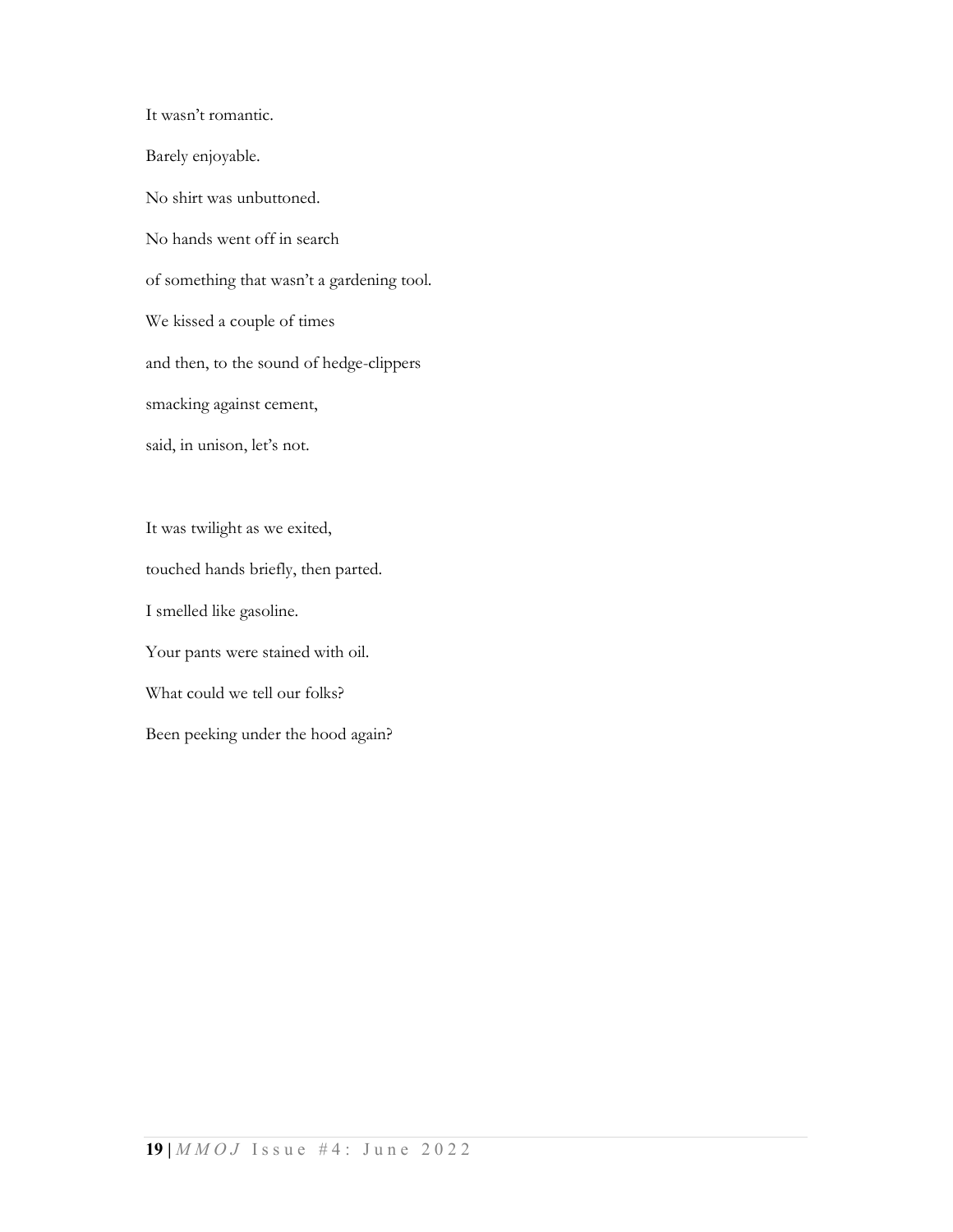It wasn't romantic.

Barely enjoyable.

No shirt was unbuttoned.

No hands went off in search

of something that wasn't a gardening tool.

We kissed a couple of times

and then, to the sound of hedge-clippers

smacking against cement,

said, in unison, let's not.

It was twilight as we exited,

touched hands briefly, then parted.

I smelled like gasoline.

Your pants were stained with oil.

What could we tell our folks?

Been peeking under the hood again?